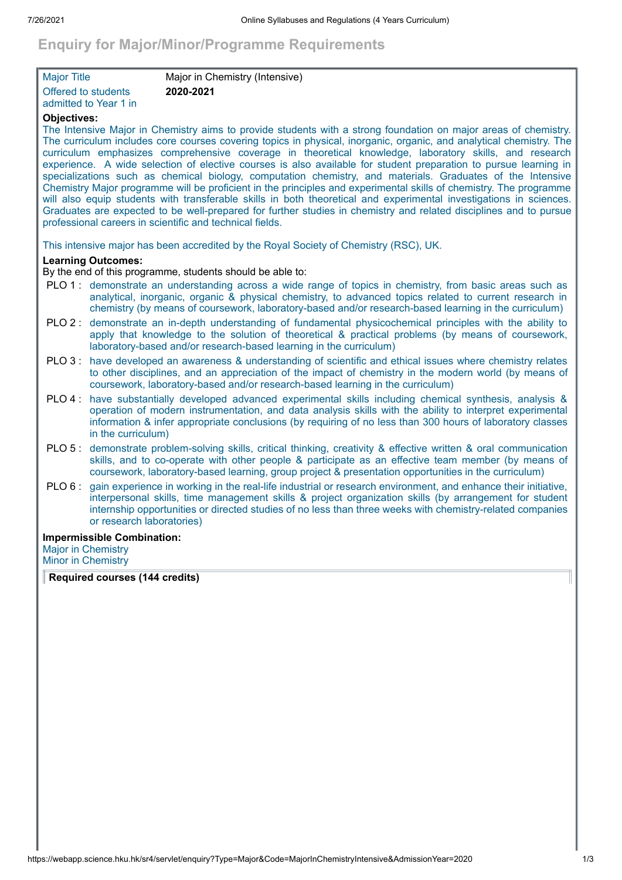# Enquiry for Major/Minor/Programme Requirements

| | |
|---|---|
| Major Title | Major in Chemistry (Intensive) |
| Offered to students admitted to Year 1 in | **2020-2021** |

**Objectives:**

The Intensive Major in Chemistry aims to provide students with a strong foundation on major areas of chemistry. The curriculum includes core courses covering topics in physical, inorganic, organic, and analytical chemistry. The curriculum emphasizes comprehensive coverage in theoretical knowledge, laboratory skills, and research experience. A wide selection of elective courses is also available for student preparation to pursue learning in specializations such as chemical biology, computation chemistry, and materials. Graduates of the Intensive Chemistry Major programme will be proficient in the principles and experimental skills of chemistry. The programme will also equip students with transferable skills in both theoretical and experimental investigations in sciences. Graduates are expected to be well-prepared for further studies in chemistry and related disciplines and to pursue professional careers in scientific and technical fields.

This intensive major has been accredited by the Royal Society of Chemistry (RSC), UK.

**Learning Outcomes:**

By the end of this programme, students should be able to:

- PLO 1 : demonstrate an understanding across a wide range of topics in chemistry, from basic areas such as analytical, inorganic, organic & physical chemistry, to advanced topics related to current research in chemistry (by means of coursework, laboratory-based and/or research-based learning in the curriculum)
- PLO 2 : demonstrate an in-depth understanding of fundamental physicochemical principles with the ability to apply that knowledge to the solution of theoretical & practical problems (by means of coursework, laboratory-based and/or research-based learning in the curriculum)
- PLO 3 : have developed an awareness & understanding of scientific and ethical issues where chemistry relates to other disciplines, and an appreciation of the impact of chemistry in the modern world (by means of coursework, laboratory-based and/or research-based learning in the curriculum)
- PLO 4 : have substantially developed advanced experimental skills including chemical synthesis, analysis & operation of modern instrumentation, and data analysis skills with the ability to interpret experimental information & infer appropriate conclusions (by requiring of no less than 300 hours of laboratory classes in the curriculum)
- PLO 5 : demonstrate problem-solving skills, critical thinking, creativity & effective written & oral communication skills, and to co-operate with other people & participate as an effective team member (by means of coursework, laboratory-based learning, group project & presentation opportunities in the curriculum)
- PLO 6 : gain experience in working in the real-life industrial or research environment, and enhance their initiative, interpersonal skills, time management skills & project organization skills (by arrangement for student internship opportunities or directed studies of no less than three weeks with chemistry-related companies or research laboratories)

**Impermissible Combination:**

Major in Chemistry
Minor in Chemistry

**Required courses (144 credits)**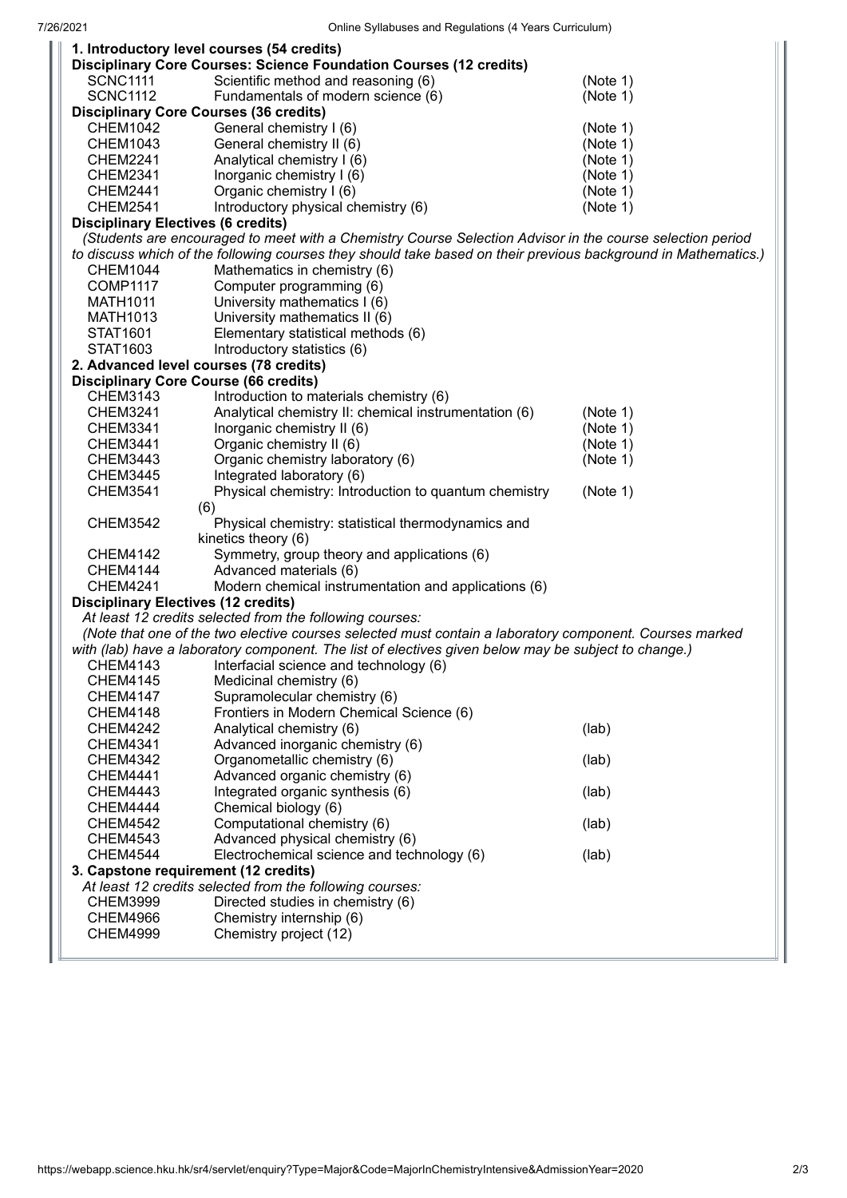### 1. Introductory level courses (54 credits)

#### Disciplinary Core Courses: Science Foundation Courses (12 credits)

| | | |
|---|---|---|
| SCNC1111 | Scientific method and reasoning (6) | (Note 1) |
| SCNC1112 | Fundamentals of modern science (6) | (Note 1) |

#### Disciplinary Core Courses (36 credits)

| | | |
|---|---|---|
| CHEM1042 | General chemistry I (6) | (Note 1) |
| CHEM1043 | General chemistry II (6) | (Note 1) |
| CHEM2241 | Analytical chemistry I (6) | (Note 1) |
| CHEM2341 | Inorganic chemistry I (6) | (Note 1) |
| CHEM2441 | Organic chemistry I (6) | (Note 1) |
| CHEM2541 | Introductory physical chemistry (6) | (Note 1) |

#### Disciplinary Electives (6 credits)

*(Students are encouraged to meet with a Chemistry Course Selection Advisor in the course selection period to discuss which of the following courses they should take based on their previous background in Mathematics.)*

| | |
|---|---|
| CHEM1044 | Mathematics in chemistry (6) |
| COMP1117 | Computer programming (6) |
| MATH1011 | University mathematics I (6) |
| MATH1013 | University mathematics II (6) |
| STAT1601 | Elementary statistical methods (6) |
| STAT1603 | Introductory statistics (6) |

### 2. Advanced level courses (78 credits)

#### Disciplinary Core Course (66 credits)

| | | |
|---|---|---|
| CHEM3143 | Introduction to materials chemistry (6) | |
| CHEM3241 | Analytical chemistry II: chemical instrumentation (6) | (Note 1) |
| CHEM3341 | Inorganic chemistry II (6) | (Note 1) |
| CHEM3441 | Organic chemistry II (6) | (Note 1) |
| CHEM3443 | Organic chemistry laboratory (6) | (Note 1) |
| CHEM3445 | Integrated laboratory (6) | |
| CHEM3541 | Physical chemistry: Introduction to quantum chemistry (6) | (Note 1) |
| CHEM3542 | Physical chemistry: statistical thermodynamics and kinetics theory (6) | |
| CHEM4142 | Symmetry, group theory and applications (6) | |
| CHEM4144 | Advanced materials (6) | |
| CHEM4241 | Modern chemical instrumentation and applications (6) | |

#### Disciplinary Electives (12 credits)

*At least 12 credits selected from the following courses:*

*(Note that one of the two elective courses selected must contain a laboratory component. Courses marked with (lab) have a laboratory component. The list of electives given below may be subject to change.)*

| | | |
|---|---|---|
| CHEM4143 | Interfacial science and technology (6) | |
| CHEM4145 | Medicinal chemistry (6) | |
| CHEM4147 | Supramolecular chemistry (6) | |
| CHEM4148 | Frontiers in Modern Chemical Science (6) | |
| CHEM4242 | Analytical chemistry (6) | (lab) |
| CHEM4341 | Advanced inorganic chemistry (6) | |
| CHEM4342 | Organometallic chemistry (6) | (lab) |
| CHEM4441 | Advanced organic chemistry (6) | |
| CHEM4443 | Integrated organic synthesis (6) | (lab) |
| CHEM4444 | Chemical biology (6) | |
| CHEM4542 | Computational chemistry (6) | (lab) |
| CHEM4543 | Advanced physical chemistry (6) | |
| CHEM4544 | Electrochemical science and technology (6) | (lab) |

### 3. Capstone requirement (12 credits)

*At least 12 credits selected from the following courses:*

| | |
|---|---|
| CHEM3999 | Directed studies in chemistry (6) |
| CHEM4966 | Chemistry internship (6) |
| CHEM4999 | Chemistry project (12) |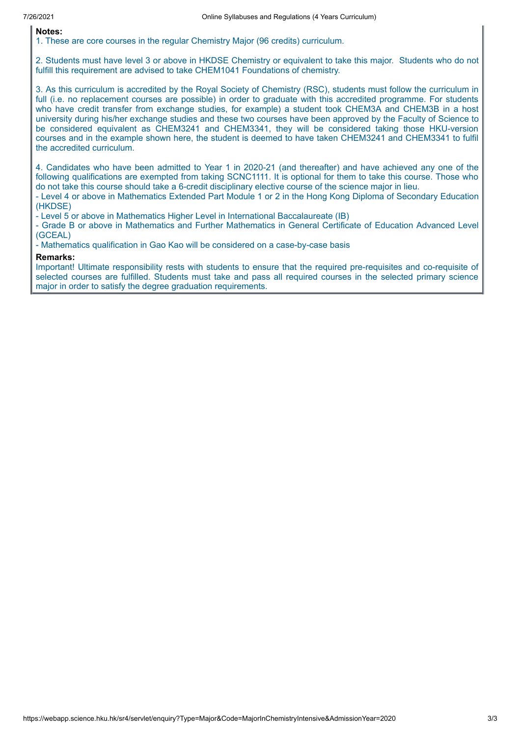**Notes:**

1. These are core courses in the regular Chemistry Major (96 credits) curriculum.

2. Students must have level 3 or above in HKDSE Chemistry or equivalent to take this major. Students who do not fulfill this requirement are advised to take CHEM1041 Foundations of chemistry.

3. As this curriculum is accredited by the Royal Society of Chemistry (RSC), students must follow the curriculum in full (i.e. no replacement courses are possible) in order to graduate with this accredited programme. For students who have credit transfer from exchange studies, for example) a student took CHEM3A and CHEM3B in a host university during his/her exchange studies and these two courses have been approved by the Faculty of Science to be considered equivalent as CHEM3241 and CHEM3341, they will be considered taking those HKU-version courses and in the example shown here, the student is deemed to have taken CHEM3241 and CHEM3341 to fulfil the accredited curriculum.

4. Candidates who have been admitted to Year 1 in 2020-21 (and thereafter) and have achieved any one of the following qualifications are exempted from taking SCNC1111. It is optional for them to take this course. Those who do not take this course should take a 6-credit disciplinary elective course of the science major in lieu.
- Level 4 or above in Mathematics Extended Part Module 1 or 2 in the Hong Kong Diploma of Secondary Education (HKDSE)
- Level 5 or above in Mathematics Higher Level in International Baccalaureate (IB)
- Grade B or above in Mathematics and Further Mathematics in General Certificate of Education Advanced Level (GCEAL)
- Mathematics qualification in Gao Kao will be considered on a case-by-case basis

**Remarks:**

Important! Ultimate responsibility rests with students to ensure that the required pre-requisites and co-requisite of selected courses are fulfilled. Students must take and pass all required courses in the selected primary science major in order to satisfy the degree graduation requirements.